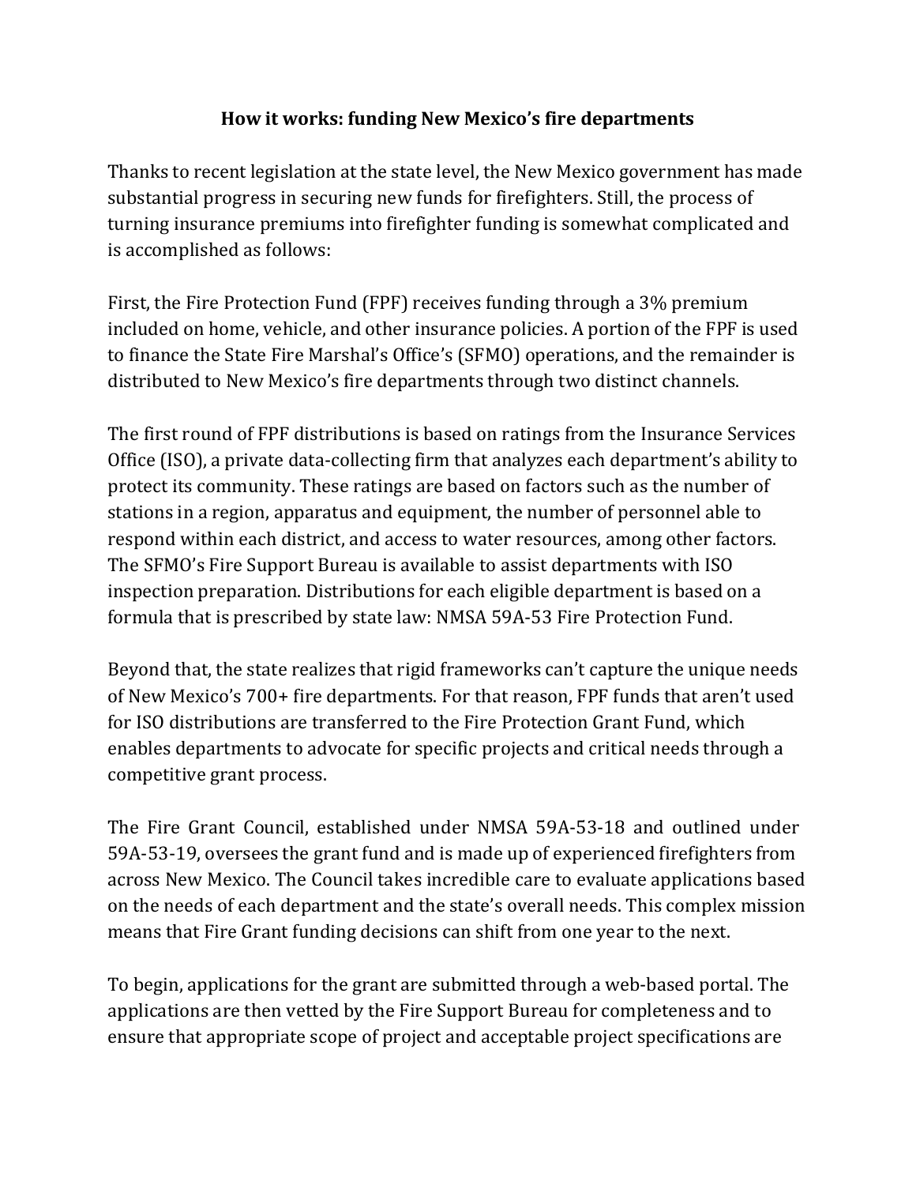# How it works: funding New Mexico's fire departments

Thanks to recent legislation at the state level, the New Mexico government has made substantial progress in securing new funds for firefighters. Still, the process of turning insurance premiums into firefighter funding is somewhat complicated and is accomplished as follows:

First, the Fire Protection Fund (FPF) receives funding through a 3% premium included on home, vehicle, and other insurance policies. A portion of the FPF is used to finance the State Fire Marshal's Office's (SFMO) operations, and the remainder is distributed to New Mexico's fire departments through two distinct channels.

The first round of FPF distributions is based on ratings from the Insurance Services Office (ISO), a private data-collecting firm that analyzes each department's ability to protect its community. These ratings are based on factors such as the number of stations in a region, apparatus and equipment, the number of personnel able to respond within each district, and access to water resources, among other factors. The SFMO's Fire Support Bureau is available to assist departments with ISO inspection preparation. Distributions for each eligible department is based on a formula that is prescribed by state law: NMSA 59A-53 Fire Protection Fund.

Beyond that, the state realizes that rigid frameworks can't capture the unique needs of New Mexico's 700+ fire departments. For that reason, FPF funds that aren't used for ISO distributions are transferred to the Fire Protection Grant Fund, which enables departments to advocate for specific projects and critical needs through a competitive grant process.

The Fire Grant Council, established under NMSA 59A-53-18 and outlined under 59A-53-19, oversees the grant fund and is made up of experienced firefighters from across New Mexico. The Council takes incredible care to evaluate applications based on the needs of each department and the state's overall needs. This complex mission means that Fire Grant funding decisions can shift from one year to the next.

To begin, applications for the grant are submitted through a web-based portal. The applications are then vetted by the Fire Support Bureau for completeness and to ensure that appropriate scope of project and acceptable project specifications are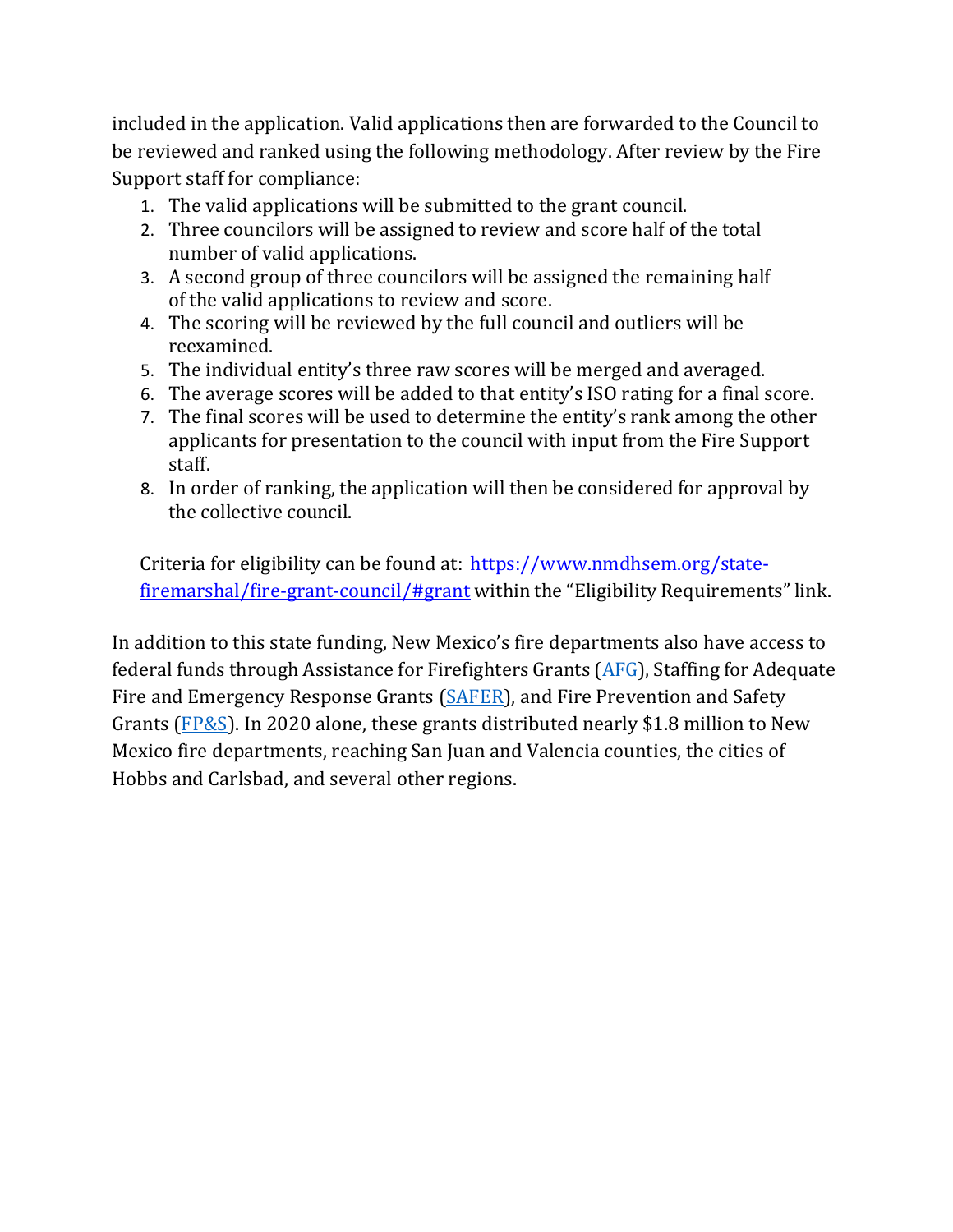included in the application. Valid applications then are forwarded to the Council to be reviewed and ranked using the following methodology. After review by the Fire Support staff for compliance:

1. The valid applications will be submitted to the grant council.
2. Three councilors will be assigned to review and score half of the total number of valid applications.
3. A second group of three councilors will be assigned the remaining half of the valid applications to review and score.
4. The scoring will be reviewed by the full council and outliers will be reexamined.
5. The individual entity's three raw scores will be merged and averaged.
6. The average scores will be added to that entity's ISO rating for a final score.
7. The final scores will be used to determine the entity's rank among the other applicants for presentation to the council with input from the Fire Support staff.
8. In order of ranking, the application will then be considered for approval by the collective council.

Criteria for eligibility can be found at: [https://www.nmdhsem.org/state-firemarshal/fire-grant-council/#grant](https://www.nmdhsem.org/state-firemarshal/fire-grant-council/#grant) within the "Eligibility Requirements" link.

In addition to this state funding, New Mexico's fire departments also have access to federal funds through Assistance for Firefighters Grants (AFG), Staffing for Adequate Fire and Emergency Response Grants (SAFER), and Fire Prevention and Safety Grants (FP&S). In 2020 alone, these grants distributed nearly $1.8 million to New Mexico fire departments, reaching San Juan and Valencia counties, the cities of Hobbs and Carlsbad, and several other regions.